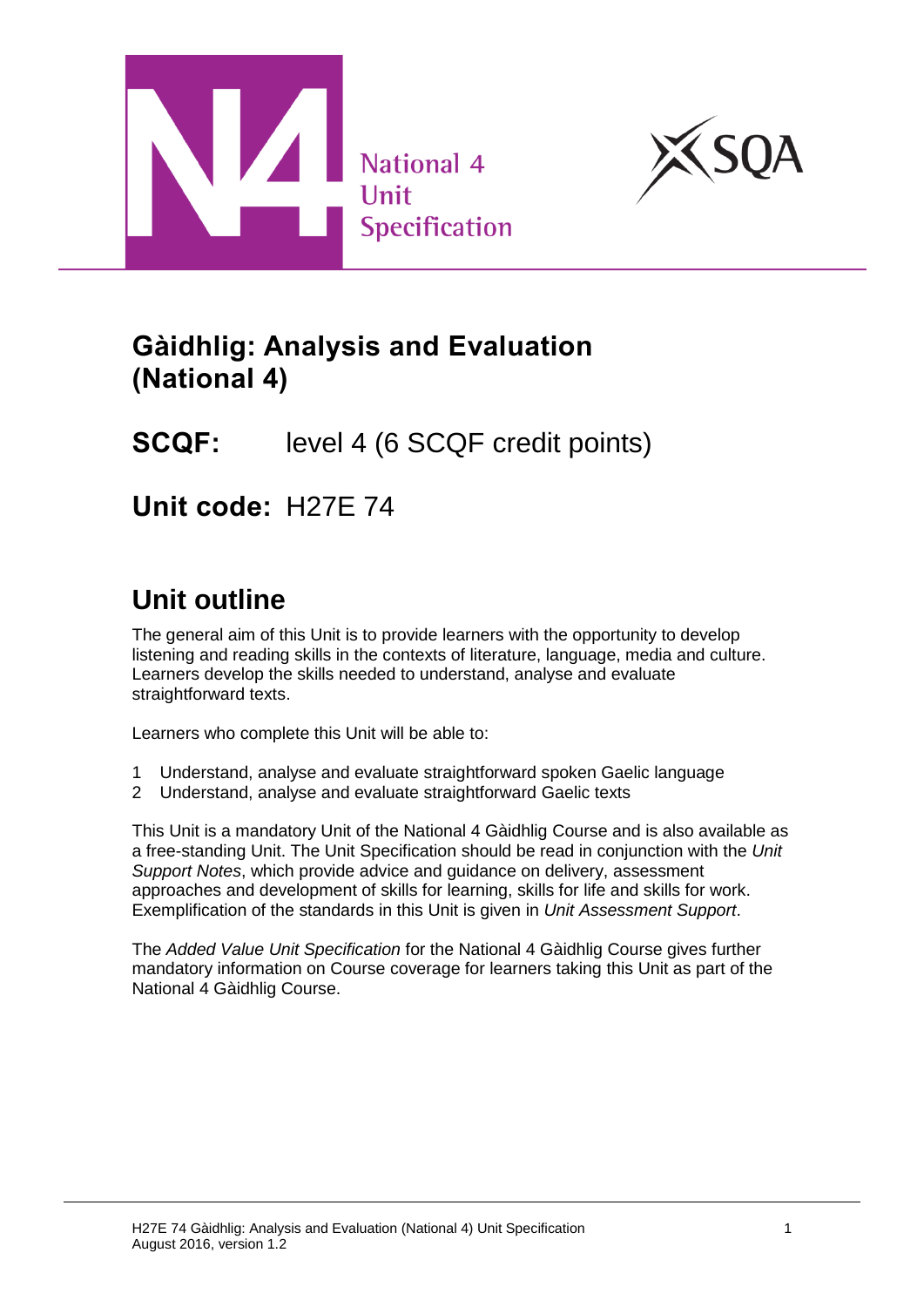National 4 Unit Specification

# Gàidhlig: Analysis and Evaluation (National 4)

**SCQF:** level 4 (6 SCQF credit points)

**Unit code:** H27E 74

## Unit outline

The general aim of this Unit is to provide learners with the opportunity to develop listening and reading skills in the contexts of literature, language, media and culture. Learners develop the skills needed to understand, analyse and evaluate straightforward texts.

Learners who complete this Unit will be able to:

1. Understand, analyse and evaluate straightforward spoken Gaelic language
2. Understand, analyse and evaluate straightforward Gaelic texts

This Unit is a mandatory Unit of the National 4 Gàidhlig Course and is also available as a free-standing Unit. The Unit Specification should be read in conjunction with the *Unit Support Notes*, which provide advice and guidance on delivery, assessment approaches and development of skills for learning, skills for life and skills for work. Exemplification of the standards in this Unit is given in *Unit Assessment Support*.

The *Added Value Unit Specification* for the National 4 Gàidhlig Course gives further mandatory information on Course coverage for learners taking this Unit as part of the National 4 Gàidhlig Course.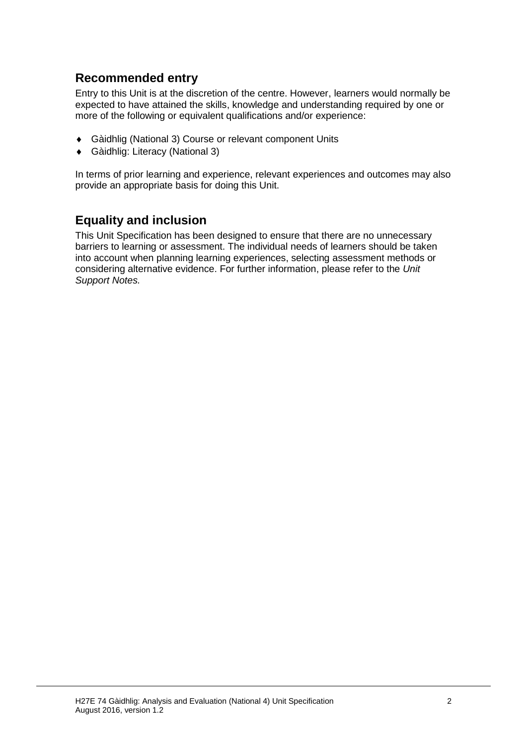## Recommended entry

Entry to this Unit is at the discretion of the centre. However, learners would normally be expected to have attained the skills, knowledge and understanding required by one or more of the following or equivalent qualifications and/or experience:

- Gàidhlig (National 3) Course or relevant component Units
- Gàidhlig: Literacy (National 3)

In terms of prior learning and experience, relevant experiences and outcomes may also provide an appropriate basis for doing this Unit.

## Equality and inclusion

This Unit Specification has been designed to ensure that there are no unnecessary barriers to learning or assessment. The individual needs of learners should be taken into account when planning learning experiences, selecting assessment methods or considering alternative evidence. For further information, please refer to the *Unit Support Notes.*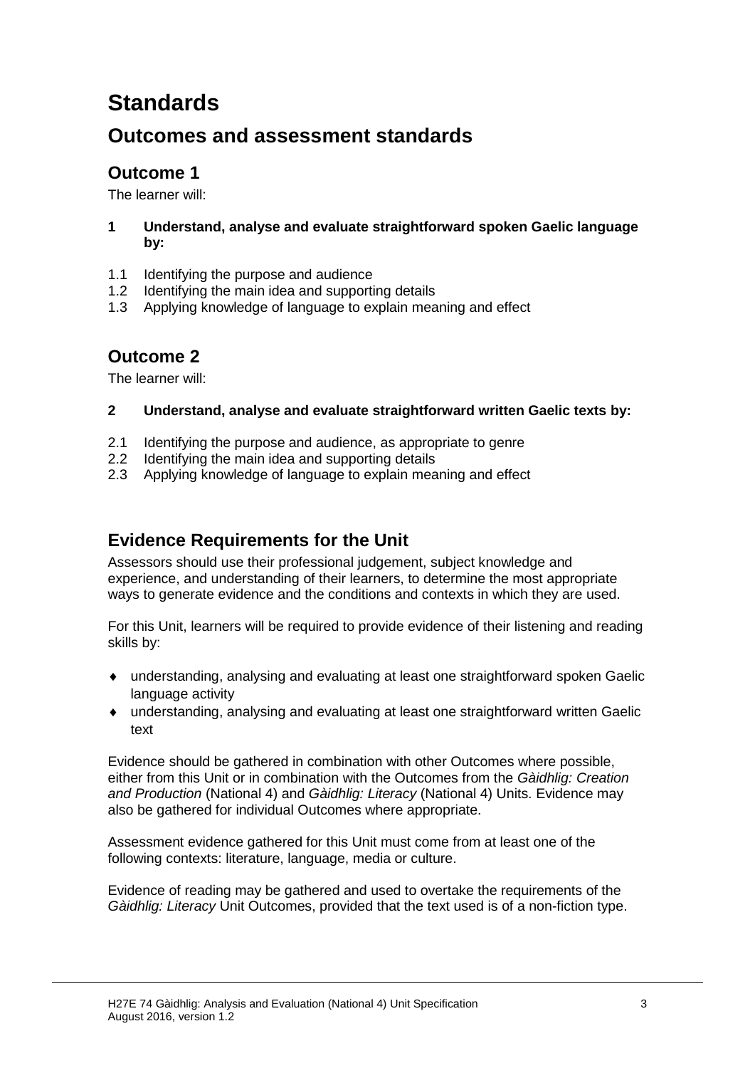# Standards

## Outcomes and assessment standards

### Outcome 1

The learner will:

**1 Understand, analyse and evaluate straightforward spoken Gaelic language by:**

1.1 Identifying the purpose and audience
1.2 Identifying the main idea and supporting details
1.3 Applying knowledge of language to explain meaning and effect

### Outcome 2

The learner will:

**2 Understand, analyse and evaluate straightforward written Gaelic texts by:**

2.1 Identifying the purpose and audience, as appropriate to genre
2.2 Identifying the main idea and supporting details
2.3 Applying knowledge of language to explain meaning and effect

## Evidence Requirements for the Unit

Assessors should use their professional judgement, subject knowledge and experience, and understanding of their learners, to determine the most appropriate ways to generate evidence and the conditions and contexts in which they are used.

For this Unit, learners will be required to provide evidence of their listening and reading skills by:

- understanding, analysing and evaluating at least one straightforward spoken Gaelic language activity
- understanding, analysing and evaluating at least one straightforward written Gaelic text

Evidence should be gathered in combination with other Outcomes where possible, either from this Unit or in combination with the Outcomes from the *Gàidhlig: Creation and Production* (National 4) and *Gàidhlig: Literacy* (National 4) Units. Evidence may also be gathered for individual Outcomes where appropriate.

Assessment evidence gathered for this Unit must come from at least one of the following contexts: literature, language, media or culture.

Evidence of reading may be gathered and used to overtake the requirements of the *Gàidhlig: Literacy* Unit Outcomes, provided that the text used is of a non-fiction type.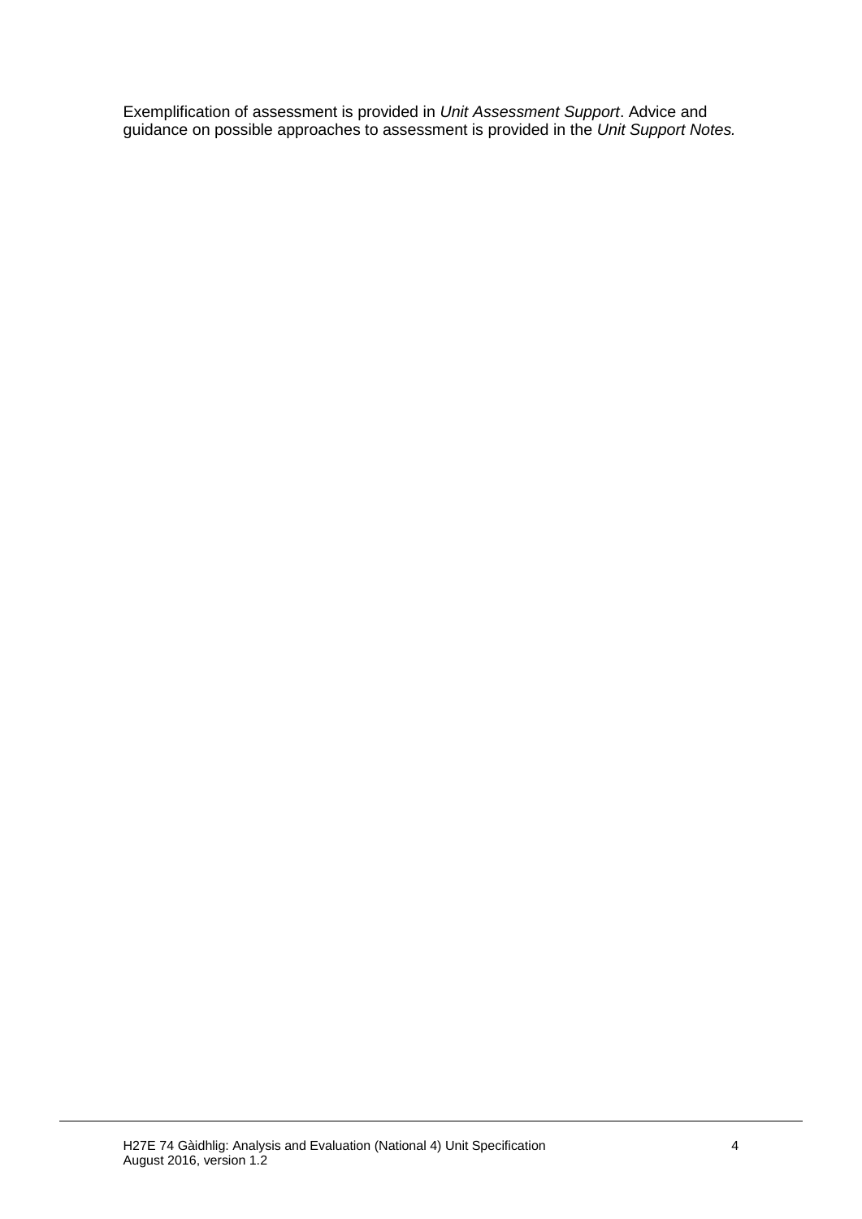Exemplification of assessment is provided in *Unit Assessment Support*. Advice and guidance on possible approaches to assessment is provided in the *Unit Support Notes.*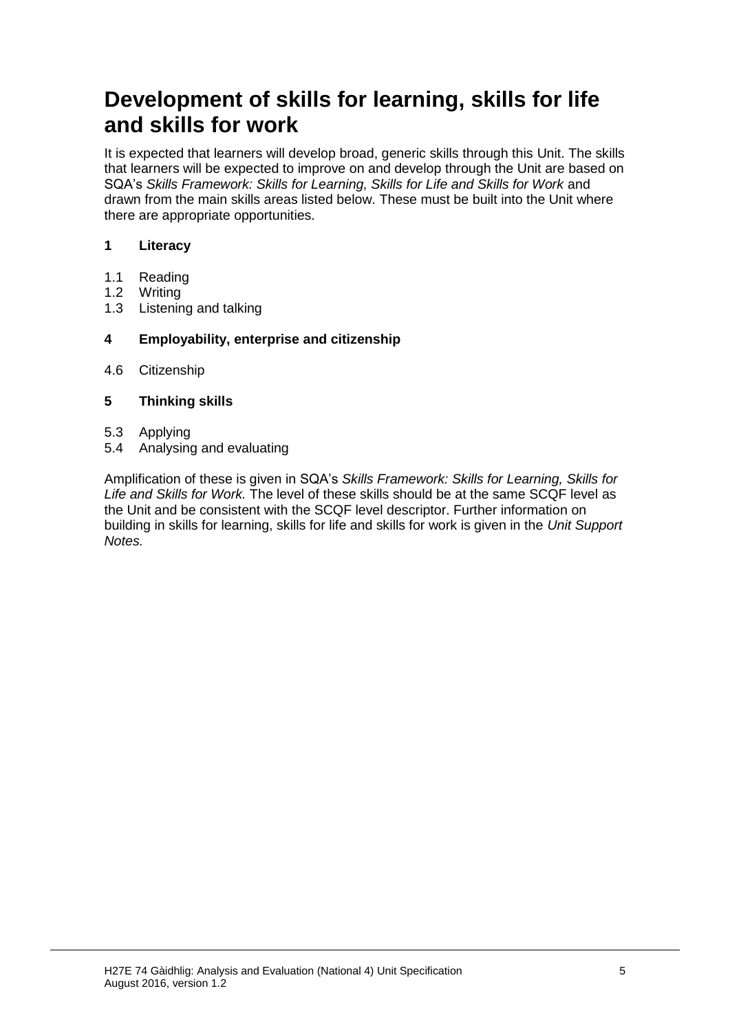# Development of skills for learning, skills for life and skills for work

It is expected that learners will develop broad, generic skills through this Unit. The skills that learners will be expected to improve on and develop through the Unit are based on SQA's *Skills Framework: Skills for Learning, Skills for Life and Skills for Work* and drawn from the main skills areas listed below. These must be built into the Unit where there are appropriate opportunities.

**1 Literacy**

1.1 Reading
1.2 Writing
1.3 Listening and talking

**4 Employability, enterprise and citizenship**

4.6 Citizenship

**5 Thinking skills**

5.3 Applying
5.4 Analysing and evaluating

Amplification of these is given in SQA's *Skills Framework: Skills for Learning, Skills for Life and Skills for Work.* The level of these skills should be at the same SCQF level as the Unit and be consistent with the SCQF level descriptor. Further information on building in skills for learning, skills for life and skills for work is given in the *Unit Support Notes.*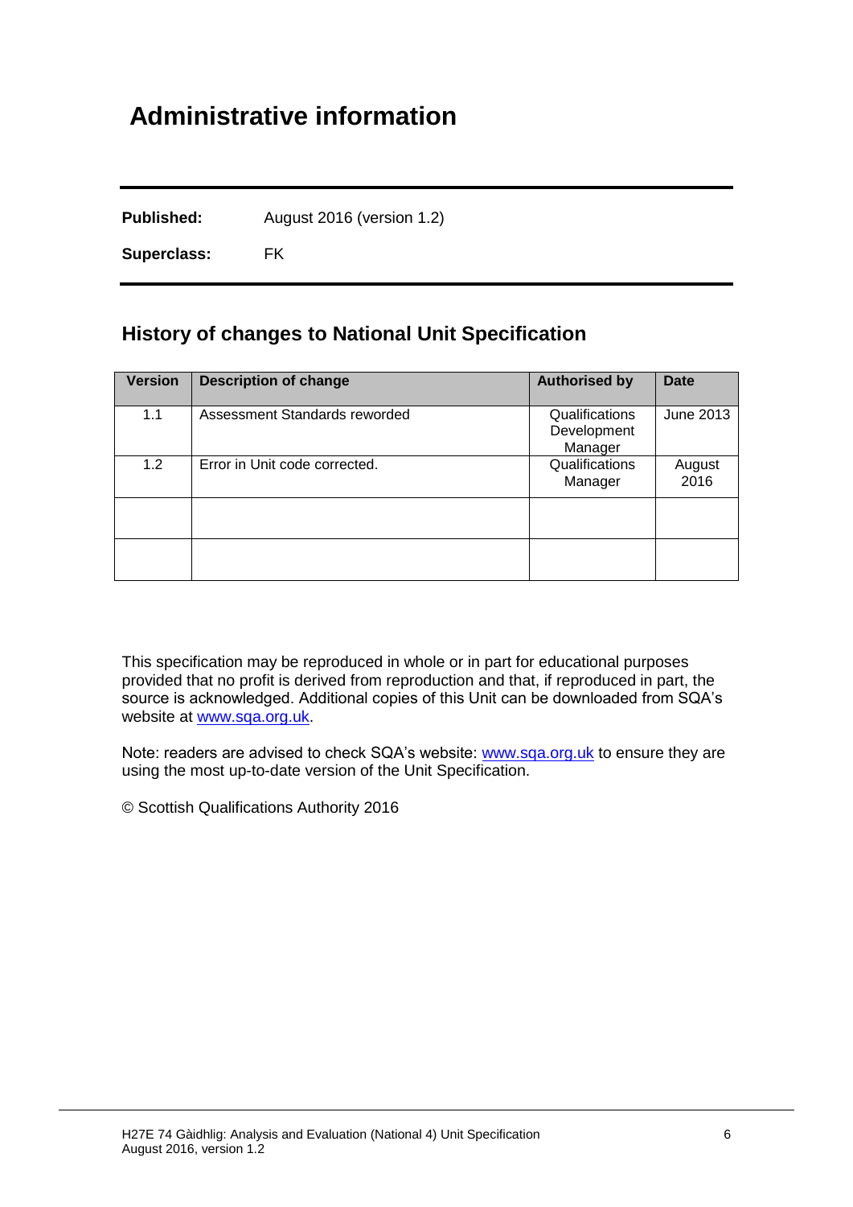# Administrative information

**Published:** August 2016 (version 1.2)

**Superclass:** FK

## History of changes to National Unit Specification

| Version | Description of change | Authorised by | Date |
|---|---|---|---|
| 1.1 | Assessment Standards reworded | Qualifications Development Manager | June 2013 |
| 1.2 | Error in Unit code corrected. | Qualifications Manager | August 2016 |
| | | | |
| | | | |

This specification may be reproduced in whole or in part for educational purposes provided that no profit is derived from reproduction and that, if reproduced in part, the source is acknowledged. Additional copies of this Unit can be downloaded from SQA's website at www.sqa.org.uk.

Note: readers are advised to check SQA's website: www.sqa.org.uk to ensure they are using the most up-to-date version of the Unit Specification.

© Scottish Qualifications Authority 2016